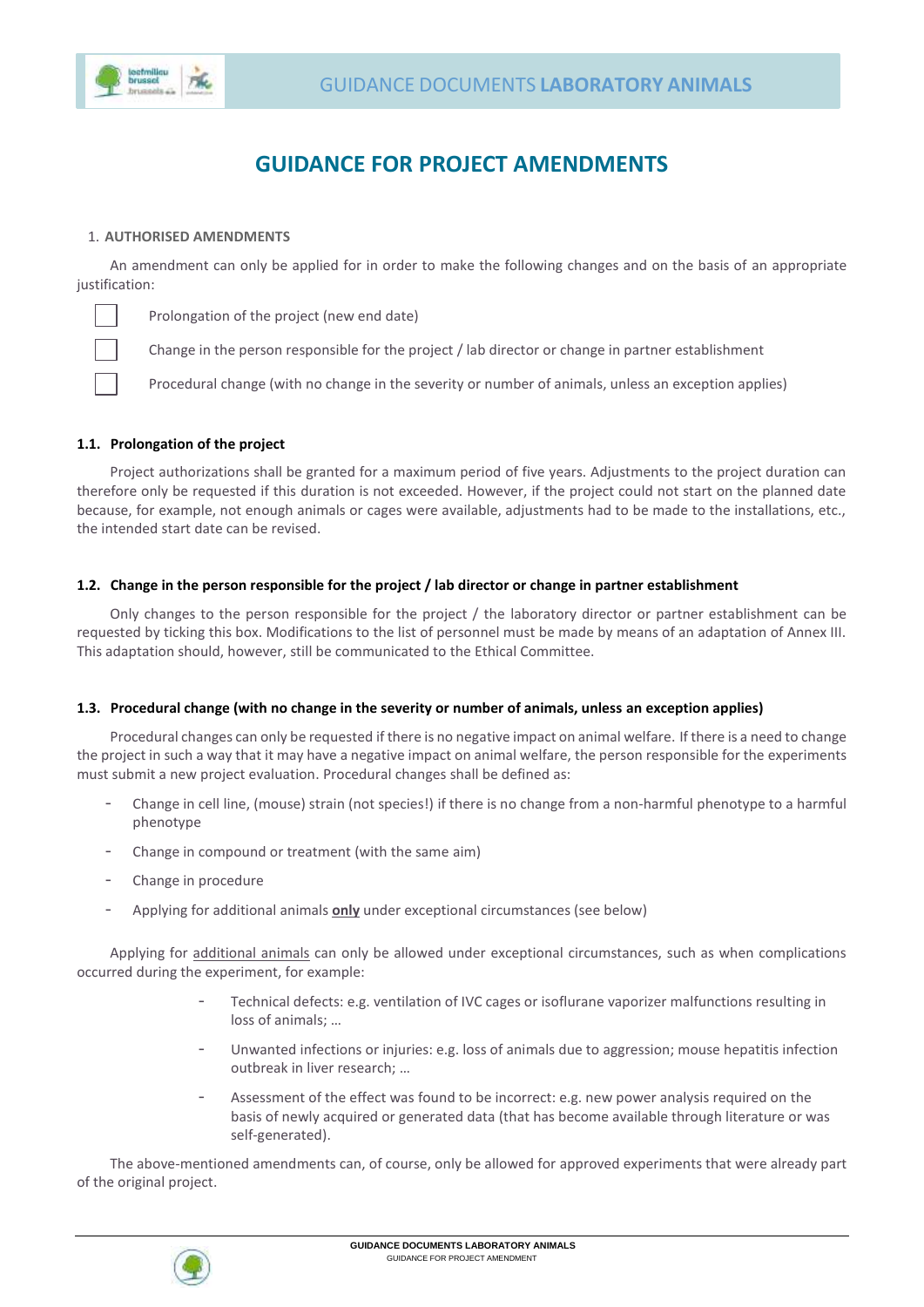# GUIDANCE FOR PROJECT AMENDMENTS

## 1. AUTHORISED AMENDMENTS

An amendment can only be applied for in order to make the following changes and on the basis of an appropriate justification:

- ☐ Prolongation of the project (new end date)
- ☐ Change in the person responsible for the project / lab director or change in partner establishment
- ☐ Procedural change (with no change in the severity or number of animals, unless an exception applies)

### 1.1. Prolongation of the project

Project authorizations shall be granted for a maximum period of five years. Adjustments to the project duration can therefore only be requested if this duration is not exceeded. However, if the project could not start on the planned date because, for example, not enough animals or cages were available, adjustments had to be made to the installations, etc., the intended start date can be revised.

### 1.2. Change in the person responsible for the project / lab director or change in partner establishment

Only changes to the person responsible for the project / the laboratory director or partner establishment can be requested by ticking this box. Modifications to the list of personnel must be made by means of an adaptation of Annex III. This adaptation should, however, still be communicated to the Ethical Committee.

### 1.3. Procedural change (with no change in the severity or number of animals, unless an exception applies)

Procedural changes can only be requested if there is no negative impact on animal welfare. If there is a need to change the project in such a way that it may have a negative impact on animal welfare, the person responsible for the experiments must submit a new project evaluation. Procedural changes shall be defined as:

- Change in cell line, (mouse) strain (not species!) if there is no change from a non-harmful phenotype to a harmful phenotype
- Change in compound or treatment (with the same aim)
- Change in procedure
- Applying for additional animals **only** under exceptional circumstances (see below)

Applying for additional animals can only be allowed under exceptional circumstances, such as when complications occurred during the experiment, for example:

- Technical defects: e.g. ventilation of IVC cages or isoflurane vaporizer malfunctions resulting in loss of animals; …
- Unwanted infections or injuries: e.g. loss of animals due to aggression; mouse hepatitis infection outbreak in liver research; …
- Assessment of the effect was found to be incorrect: e.g. new power analysis required on the basis of newly acquired or generated data (that has become available through literature or was self-generated).

The above-mentioned amendments can, of course, only be allowed for approved experiments that were already part of the original project.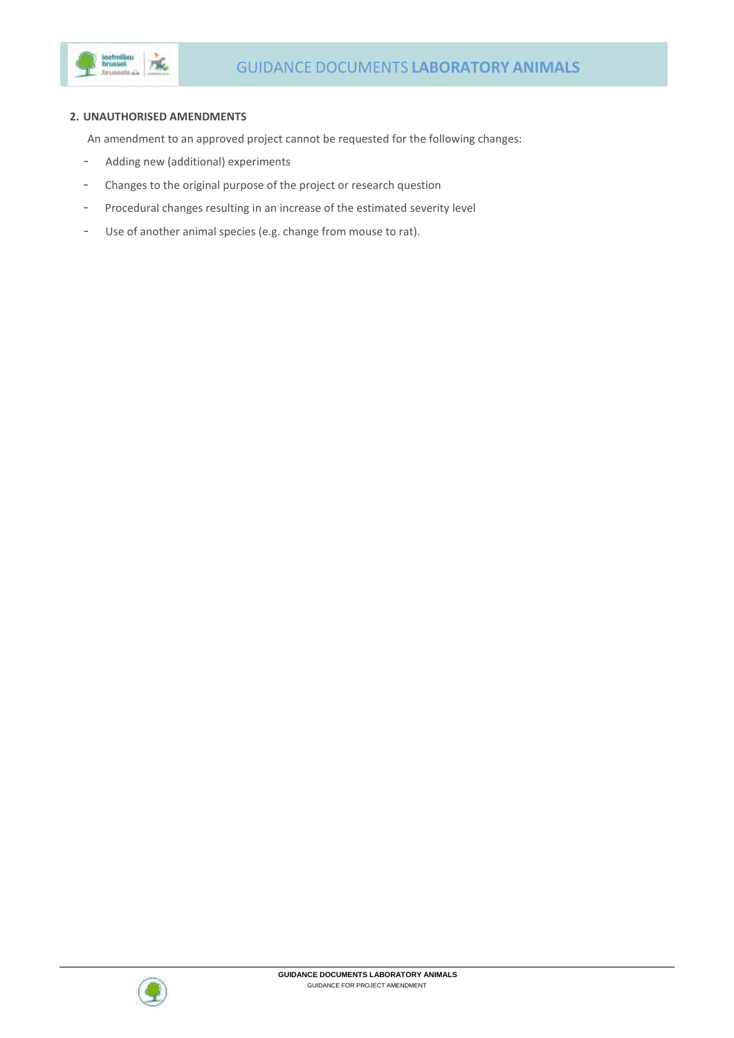## 2. UNAUTHORISED AMENDMENTS

An amendment to an approved project cannot be requested for the following changes:

- Adding new (additional) experiments
- Changes to the original purpose of the project or research question
- Procedural changes resulting in an increase of the estimated severity level
- Use of another animal species (e.g. change from mouse to rat).